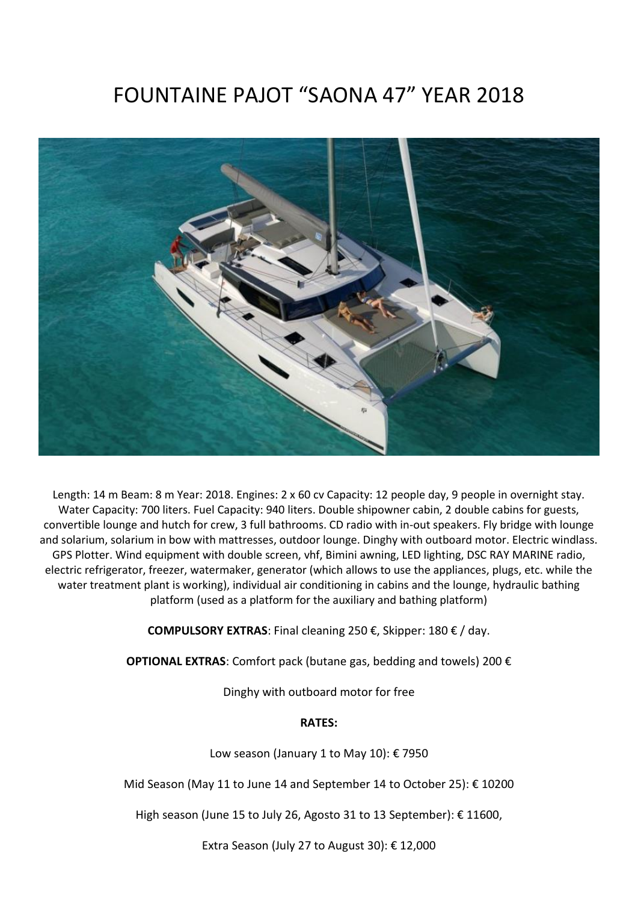# FOUNTAINE PAJOT "SAONA 47" YEAR 2018

Length: 14 m Beam: 8 m Year: 2018. Engines: 2 x 60 cv Capacity: 12 people day, 9 people in overnight stay. Water Capacity: 700 liters. Fuel Capacity: 940 liters. Double shipowner cabin, 2 double cabins for guests, convertible lounge and hutch for crew, 3 full bathrooms. CD radio with in-out speakers. Fly bridge with lounge and solarium, solarium in bow with mattresses, outdoor lounge. Dinghy with outboard motor. Electric windlass. GPS Plotter. Wind equipment with double screen, vhf, Bimini awning, LED lighting, DSC RAY MARINE radio, electric refrigerator, freezer, watermaker, generator (which allows to use the appliances, plugs, etc. while the water treatment plant is working), individual air conditioning in cabins and the lounge, hydraulic bathing platform (used as a platform for the auxiliary and bathing platform)

**COMPULSORY EXTRAS**: Final cleaning 250 €, Skipper: 180 € / day.

**OPTIONAL EXTRAS**: Comfort pack (butane gas, bedding and towels) 200 €

Dinghy with outboard motor for free

**RATES:**

Low season (January 1 to May 10): € 7950

Mid Season (May 11 to June 14 and September 14 to October 25): € 10200

High season (June 15 to July 26, Agosto 31 to 13 September): € 11600,

Extra Season (July 27 to August 30): € 12,000